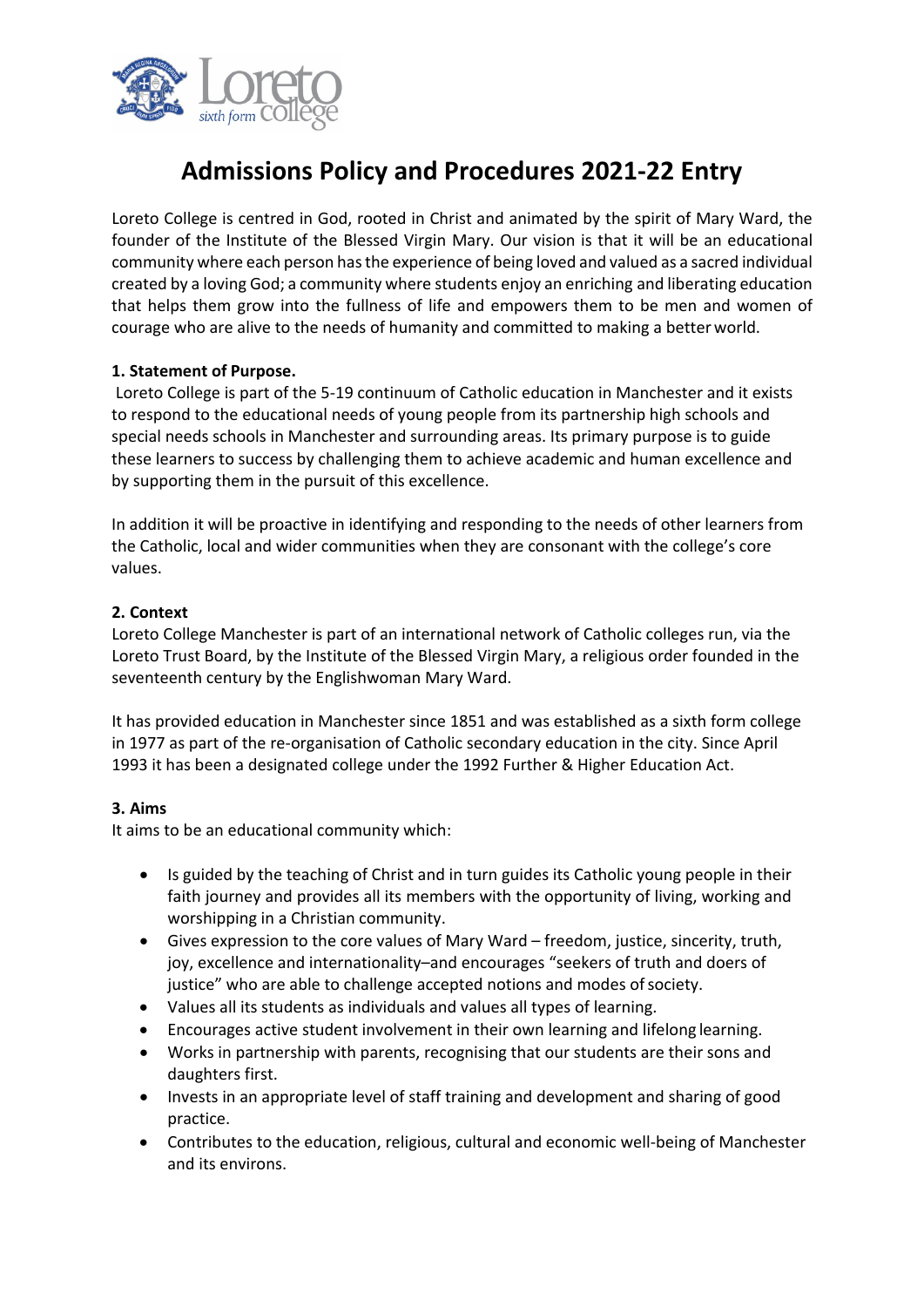# Admissions Policy and Procedures 2021-22 Entry

Loreto College is centred in God, rooted in Christ and animated by the spirit of Mary Ward, the founder of the Institute of the Blessed Virgin Mary. Our vision is that it will be an educational community where each person has the experience of being loved and valued as a sacred individual created by a loving God; a community where students enjoy an enriching and liberating education that helps them grow into the fullness of life and empowers them to be men and women of courage who are alive to the needs of humanity and committed to making a better world.

**1. Statement of Purpose.**

Loreto College is part of the 5-19 continuum of Catholic education in Manchester and it exists to respond to the educational needs of young people from its partnership high schools and special needs schools in Manchester and surrounding areas. Its primary purpose is to guide these learners to success by challenging them to achieve academic and human excellence and by supporting them in the pursuit of this excellence.

In addition it will be proactive in identifying and responding to the needs of other learners from the Catholic, local and wider communities when they are consonant with the college's core values.

**2. Context**

Loreto College Manchester is part of an international network of Catholic colleges run, via the Loreto Trust Board, by the Institute of the Blessed Virgin Mary, a religious order founded in the seventeenth century by the Englishwoman Mary Ward.

It has provided education in Manchester since 1851 and was established as a sixth form college in 1977 as part of the re-organisation of Catholic secondary education in the city. Since April 1993 it has been a designated college under the 1992 Further & Higher Education Act.

**3. Aims**

It aims to be an educational community which:

- Is guided by the teaching of Christ and in turn guides its Catholic young people in their faith journey and provides all its members with the opportunity of living, working and worshipping in a Christian community.
- Gives expression to the core values of Mary Ward – freedom, justice, sincerity, truth, joy, excellence and internationality–and encourages "seekers of truth and doers of justice" who are able to challenge accepted notions and modes of society.
- Values all its students as individuals and values all types of learning.
- Encourages active student involvement in their own learning and lifelong learning.
- Works in partnership with parents, recognising that our students are their sons and daughters first.
- Invests in an appropriate level of staff training and development and sharing of good practice.
- Contributes to the education, religious, cultural and economic well-being of Manchester and its environs.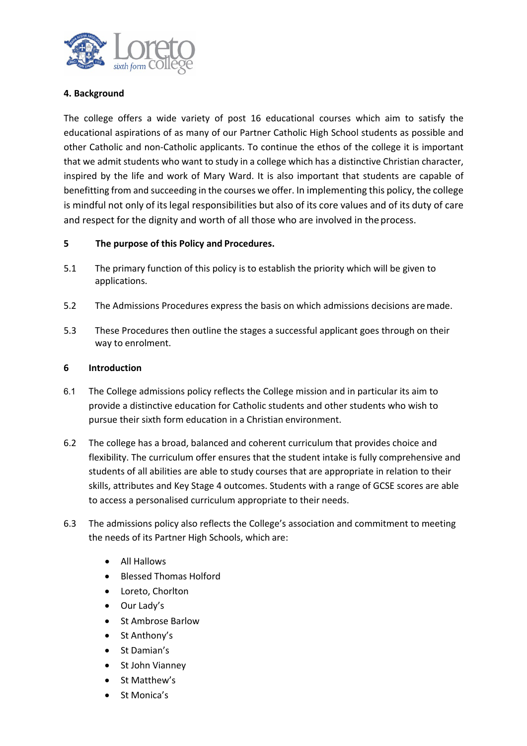### 4. Background

The college offers a wide variety of post 16 educational courses which aim to satisfy the educational aspirations of as many of our Partner Catholic High School students as possible and other Catholic and non-Catholic applicants. To continue the ethos of the college it is important that we admit students who want to study in a college which has a distinctive Christian character, inspired by the life and work of Mary Ward. It is also important that students are capable of benefitting from and succeeding in the courses we offer. In implementing this policy, the college is mindful not only of its legal responsibilities but also of its core values and of its duty of care and respect for the dignity and worth of all those who are involved in the process.

### 5 The purpose of this Policy and Procedures.

5.1 The primary function of this policy is to establish the priority which will be given to applications.

5.2 The Admissions Procedures express the basis on which admissions decisions are made.

5.3 These Procedures then outline the stages a successful applicant goes through on their way to enrolment.

### 6 Introduction

6.1 The College admissions policy reflects the College mission and in particular its aim to provide a distinctive education for Catholic students and other students who wish to pursue their sixth form education in a Christian environment.

6.2 The college has a broad, balanced and coherent curriculum that provides choice and flexibility. The curriculum offer ensures that the student intake is fully comprehensive and students of all abilities are able to study courses that are appropriate in relation to their skills, attributes and Key Stage 4 outcomes. Students with a range of GCSE scores are able to access a personalised curriculum appropriate to their needs.

6.3 The admissions policy also reflects the College's association and commitment to meeting the needs of its Partner High Schools, which are:

- All Hallows
- Blessed Thomas Holford
- Loreto, Chorlton
- Our Lady's
- St Ambrose Barlow
- St Anthony's
- St Damian's
- St John Vianney
- St Matthew's
- St Monica's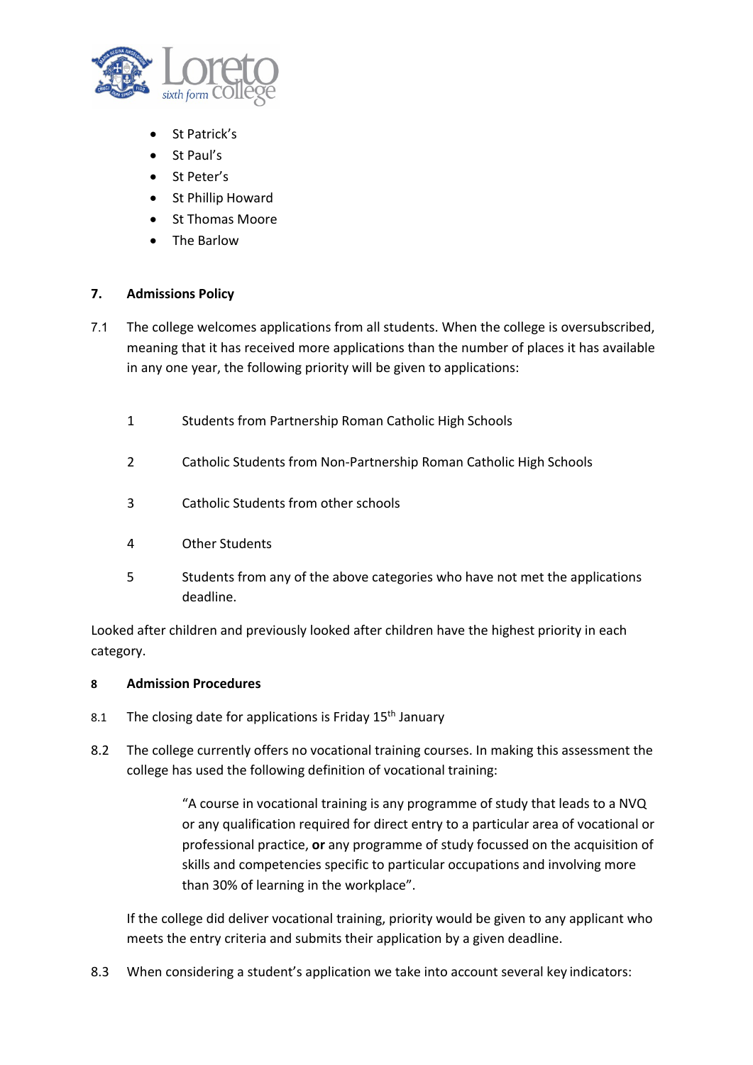- St Patrick's
- St Paul's
- St Peter's
- St Phillip Howard
- St Thomas Moore
- The Barlow

## 7. Admissions Policy

7.1 The college welcomes applications from all students. When the college is oversubscribed, meaning that it has received more applications than the number of places it has available in any one year, the following priority will be given to applications:

1. Students from Partnership Roman Catholic High Schools
2. Catholic Students from Non-Partnership Roman Catholic High Schools
3. Catholic Students from other schools
4. Other Students
5. Students from any of the above categories who have not met the applications deadline.

Looked after children and previously looked after children have the highest priority in each category.

## 8 Admission Procedures

8.1 The closing date for applications is Friday 15th January

8.2 The college currently offers no vocational training courses. In making this assessment the college has used the following definition of vocational training:

> "A course in vocational training is any programme of study that leads to a NVQ or any qualification required for direct entry to a particular area of vocational or professional practice, **or** any programme of study focussed on the acquisition of skills and competencies specific to particular occupations and involving more than 30% of learning in the workplace".

If the college did deliver vocational training, priority would be given to any applicant who meets the entry criteria and submits their application by a given deadline.

8.3 When considering a student's application we take into account several key indicators: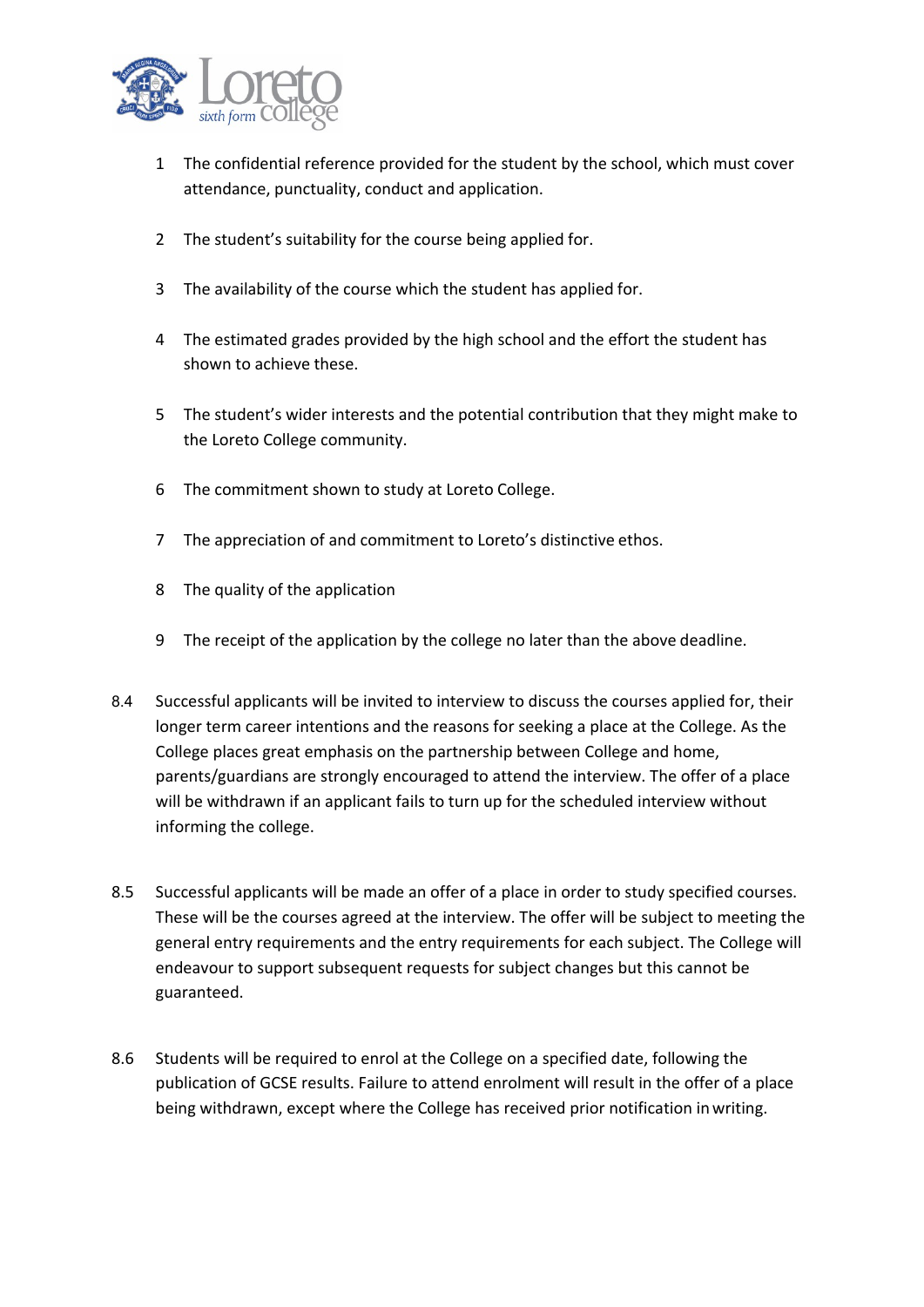1. The confidential reference provided for the student by the school, which must cover attendance, punctuality, conduct and application.

2. The student's suitability for the course being applied for.

3. The availability of the course which the student has applied for.

4. The estimated grades provided by the high school and the effort the student has shown to achieve these.

5. The student's wider interests and the potential contribution that they might make to the Loreto College community.

6. The commitment shown to study at Loreto College.

7. The appreciation of and commitment to Loreto's distinctive ethos.

8. The quality of the application

9. The receipt of the application by the college no later than the above deadline.

8.4 Successful applicants will be invited to interview to discuss the courses applied for, their longer term career intentions and the reasons for seeking a place at the College. As the College places great emphasis on the partnership between College and home, parents/guardians are strongly encouraged to attend the interview. The offer of a place will be withdrawn if an applicant fails to turn up for the scheduled interview without informing the college.

8.5 Successful applicants will be made an offer of a place in order to study specified courses. These will be the courses agreed at the interview. The offer will be subject to meeting the general entry requirements and the entry requirements for each subject. The College will endeavour to support subsequent requests for subject changes but this cannot be guaranteed.

8.6 Students will be required to enrol at the College on a specified date, following the publication of GCSE results. Failure to attend enrolment will result in the offer of a place being withdrawn, except where the College has received prior notification in writing.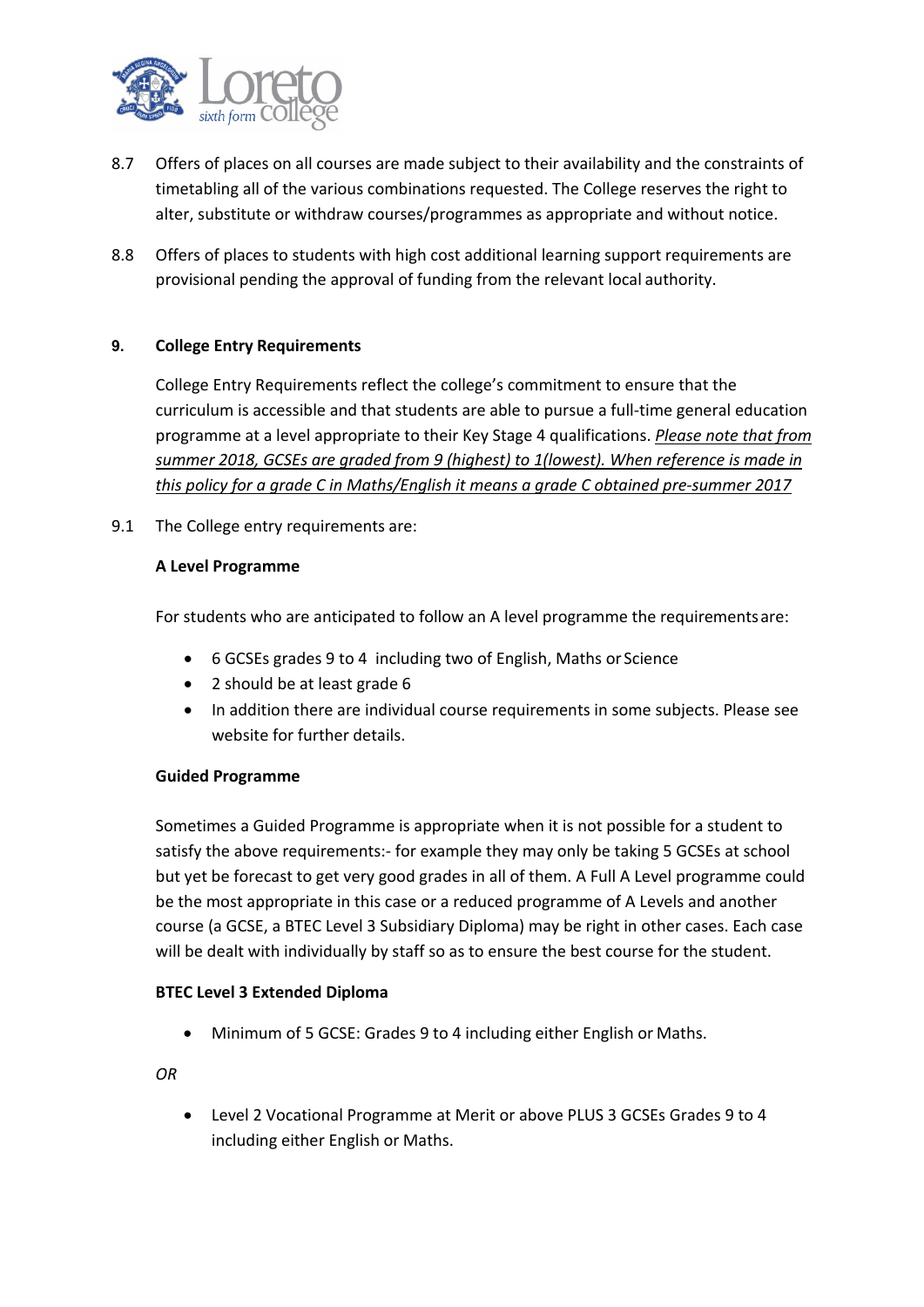8.7 Offers of places on all courses are made subject to their availability and the constraints of timetabling all of the various combinations requested. The College reserves the right to alter, substitute or withdraw courses/programmes as appropriate and without notice.

8.8 Offers of places to students with high cost additional learning support requirements are provisional pending the approval of funding from the relevant local authority.

## 9. College Entry Requirements

College Entry Requirements reflect the college's commitment to ensure that the curriculum is accessible and that students are able to pursue a full-time general education programme at a level appropriate to their Key Stage 4 qualifications. *Please note that from summer 2018, GCSEs are graded from 9 (highest) to 1(lowest). When reference is made in this policy for a grade C in Maths/English it means a grade C obtained pre-summer 2017*

9.1 The College entry requirements are:

**A Level Programme**

For students who are anticipated to follow an A level programme the requirements are:

- 6 GCSEs grades 9 to 4 including two of English, Maths or Science
- 2 should be at least grade 6
- In addition there are individual course requirements in some subjects. Please see website for further details.

**Guided Programme**

Sometimes a Guided Programme is appropriate when it is not possible for a student to satisfy the above requirements:- for example they may only be taking 5 GCSEs at school but yet be forecast to get very good grades in all of them. A Full A Level programme could be the most appropriate in this case or a reduced programme of A Levels and another course (a GCSE, a BTEC Level 3 Subsidiary Diploma) may be right in other cases. Each case will be dealt with individually by staff so as to ensure the best course for the student.

**BTEC Level 3 Extended Diploma**

- Minimum of 5 GCSE: Grades 9 to 4 including either English or Maths.

*OR*

- Level 2 Vocational Programme at Merit or above PLUS 3 GCSEs Grades 9 to 4 including either English or Maths.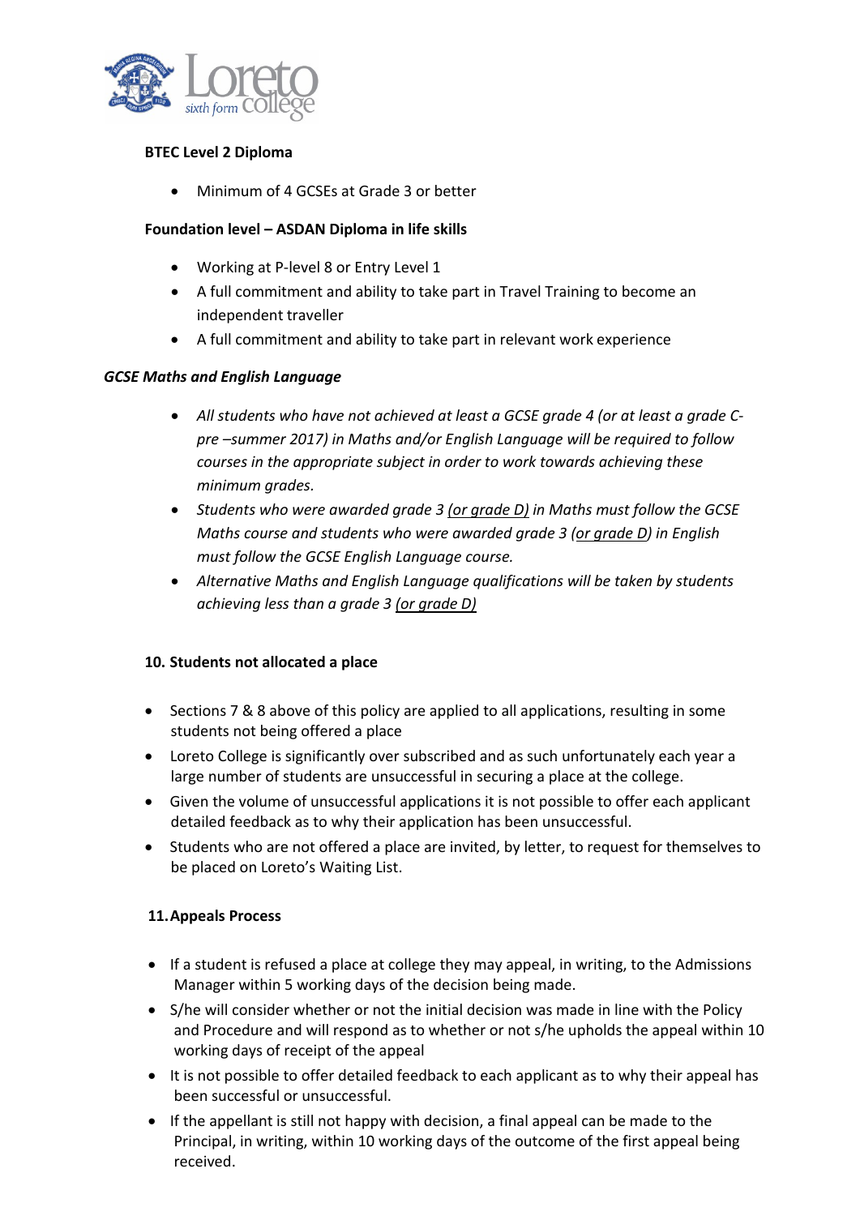**BTEC Level 2 Diploma**

- Minimum of 4 GCSEs at Grade 3 or better

**Foundation level – ASDAN Diploma in life skills**

- Working at P-level 8 or Entry Level 1
- A full commitment and ability to take part in Travel Training to become an independent traveller
- A full commitment and ability to take part in relevant work experience

***GCSE Maths and English Language***

- *All students who have not achieved at least a GCSE grade 4 (or at least a grade C-pre –summer 2017) in Maths and/or English Language will be required to follow courses in the appropriate subject in order to work towards achieving these minimum grades.*
- *Students who were awarded grade 3 (or grade D) in Maths must follow the GCSE Maths course and students who were awarded grade 3 (or grade D) in English must follow the GCSE English Language course.*
- *Alternative Maths and English Language qualifications will be taken by students achieving less than a grade 3 (or grade D)*

**10. Students not allocated a place**

- Sections 7 & 8 above of this policy are applied to all applications, resulting in some students not being offered a place
- Loreto College is significantly over subscribed and as such unfortunately each year a large number of students are unsuccessful in securing a place at the college.
- Given the volume of unsuccessful applications it is not possible to offer each applicant detailed feedback as to why their application has been unsuccessful.
- Students who are not offered a place are invited, by letter, to request for themselves to be placed on Loreto's Waiting List.

**11. Appeals Process**

- If a student is refused a place at college they may appeal, in writing, to the Admissions Manager within 5 working days of the decision being made.
- S/he will consider whether or not the initial decision was made in line with the Policy and Procedure and will respond as to whether or not s/he upholds the appeal within 10 working days of receipt of the appeal
- It is not possible to offer detailed feedback to each applicant as to why their appeal has been successful or unsuccessful.
- If the appellant is still not happy with decision, a final appeal can be made to the Principal, in writing, within 10 working days of the outcome of the first appeal being received.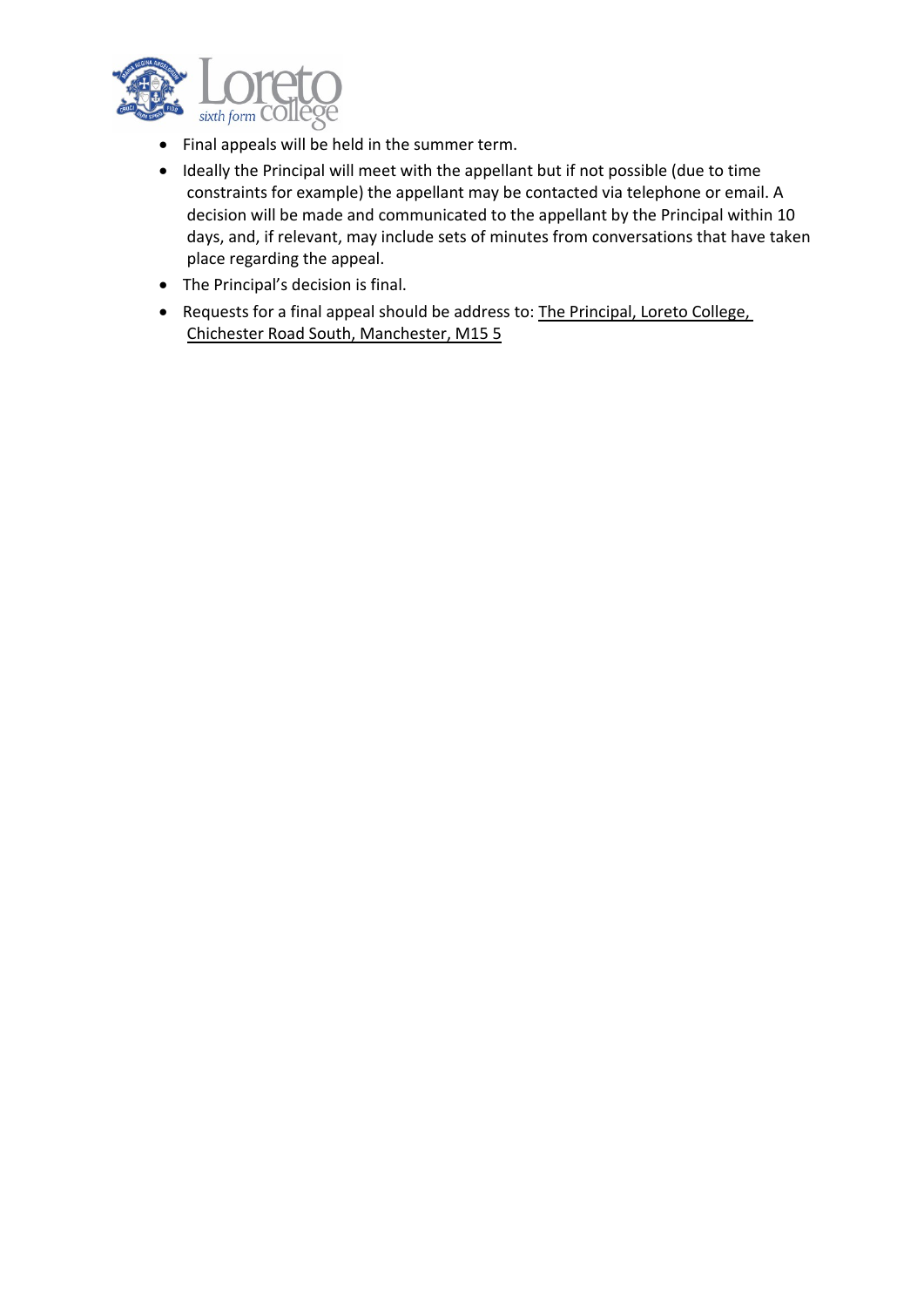- Final appeals will be held in the summer term.
- Ideally the Principal will meet with the appellant but if not possible (due to time constraints for example) the appellant may be contacted via telephone or email. A decision will be made and communicated to the appellant by the Principal within 10 days, and, if relevant, may include sets of minutes from conversations that have taken place regarding the appeal.
- The Principal's decision is final.
- Requests for a final appeal should be address to: The Principal, Loreto College, Chichester Road South, Manchester, M15 5